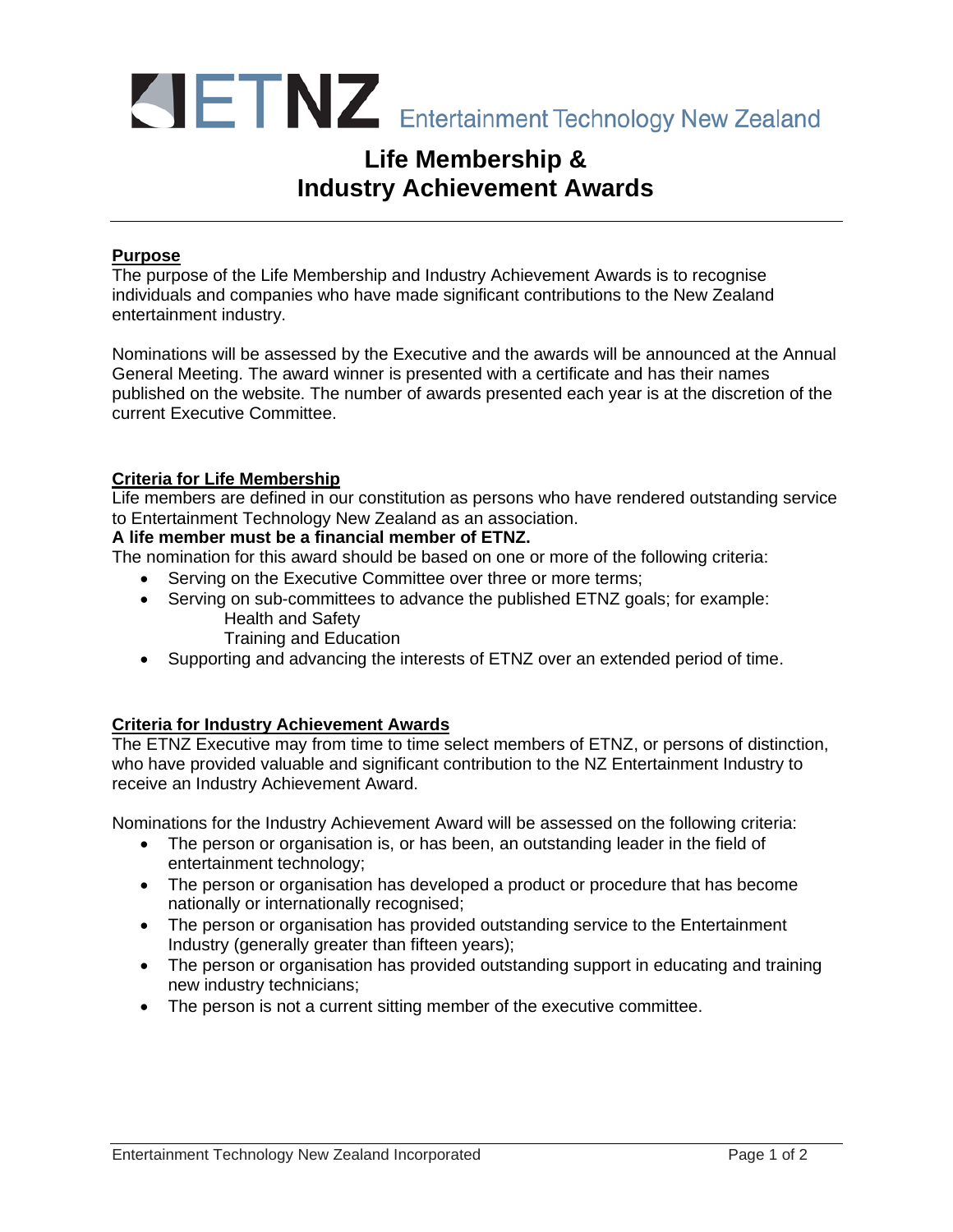# ETNZ Entertainment Technology New Zealand

## Life Membership & Industry Achievement Awards

---

**Purpose**

The purpose of the Life Membership and Industry Achievement Awards is to recognise individuals and companies who have made significant contributions to the New Zealand entertainment industry.

Nominations will be assessed by the Executive and the awards will be announced at the Annual General Meeting. The award winner is presented with a certificate and has their names published on the website. The number of awards presented each year is at the discretion of the current Executive Committee.

**Criteria for Life Membership**

Life members are defined in our constitution as persons who have rendered outstanding service to Entertainment Technology New Zealand as an association.

**A life member must be a financial member of ETNZ.**

The nomination for this award should be based on one or more of the following criteria:

- Serving on the Executive Committee over three or more terms;
- Serving on sub-committees to advance the published ETNZ goals; for example:
  - Health and Safety
  - Training and Education
- Supporting and advancing the interests of ETNZ over an extended period of time.

**Criteria for Industry Achievement Awards**

The ETNZ Executive may from time to time select members of ETNZ, or persons of distinction, who have provided valuable and significant contribution to the NZ Entertainment Industry to receive an Industry Achievement Award.

Nominations for the Industry Achievement Award will be assessed on the following criteria:

- The person or organisation is, or has been, an outstanding leader in the field of entertainment technology;
- The person or organisation has developed a product or procedure that has become nationally or internationally recognised;
- The person or organisation has provided outstanding service to the Entertainment Industry (generally greater than fifteen years);
- The person or organisation has provided outstanding support in educating and training new industry technicians;
- The person is not a current sitting member of the executive committee.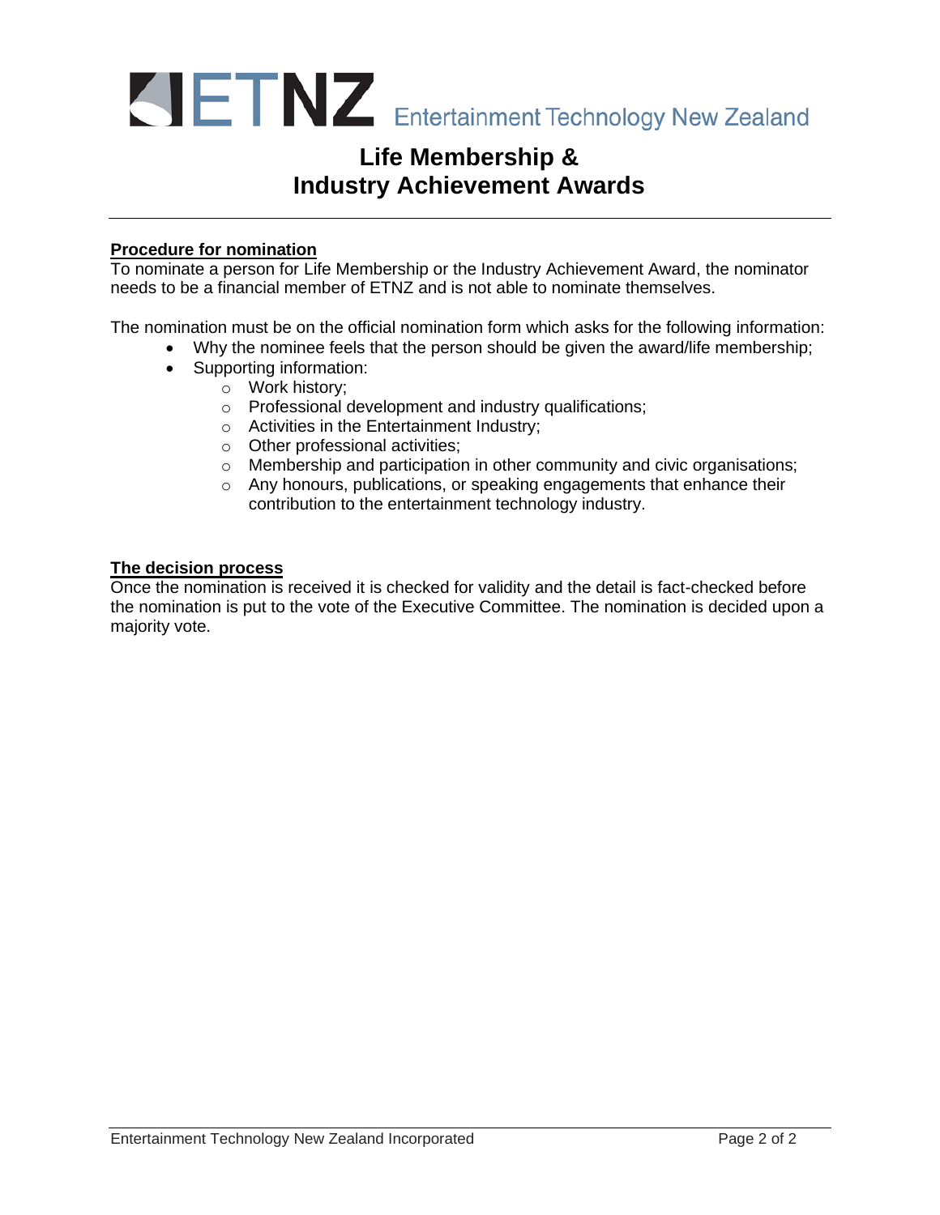ETNZ Entertainment Technology New Zealand

# Life Membership & Industry Achievement Awards

## Procedure for nomination

To nominate a person for Life Membership or the Industry Achievement Award, the nominator needs to be a financial member of ETNZ and is not able to nominate themselves.

The nomination must be on the official nomination form which asks for the following information:

- Why the nominee feels that the person should be given the award/life membership;
- Supporting information:
  - Work history;
  - Professional development and industry qualifications;
  - Activities in the Entertainment Industry;
  - Other professional activities;
  - Membership and participation in other community and civic organisations;
  - Any honours, publications, or speaking engagements that enhance their contribution to the entertainment technology industry.

## The decision process

Once the nomination is received it is checked for validity and the detail is fact-checked before the nomination is put to the vote of the Executive Committee. The nomination is decided upon a majority vote.